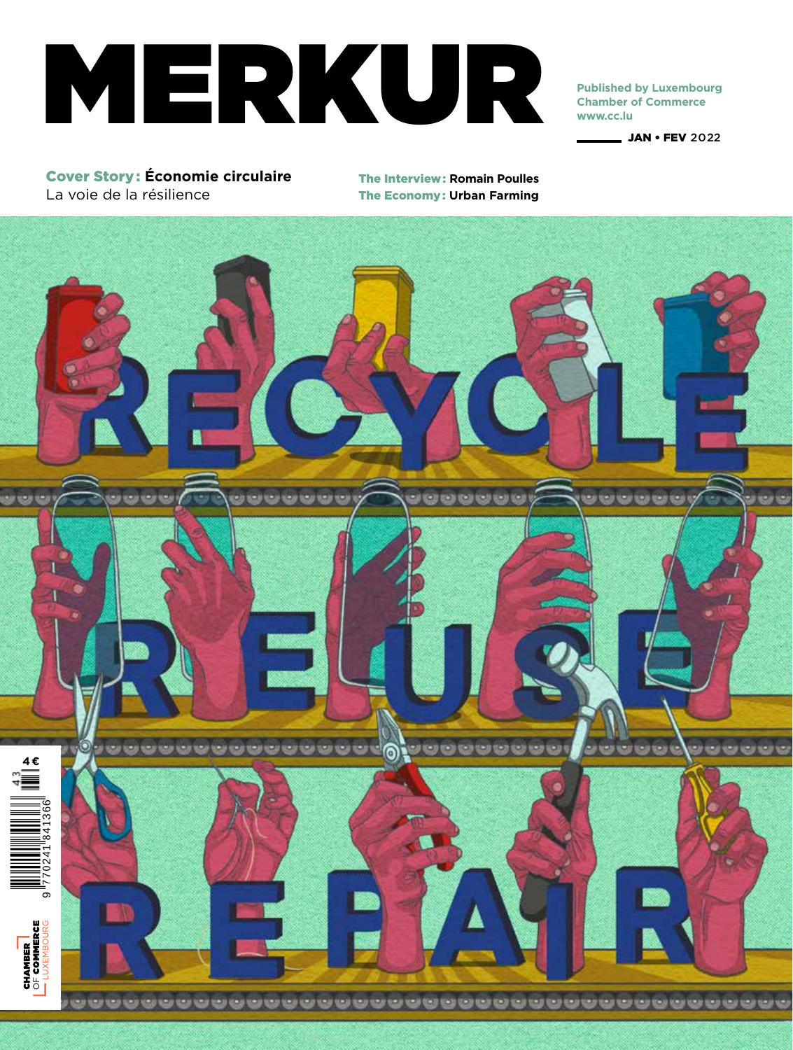# MERKUR

**Published by Luxembourg Chamber of Commerce**
**www.cc.lu**

**JAN • FEV** 2022

**Cover Story: Économie circulaire**
La voie de la résilience

**The Interview: Romain Poulles**
**The Economy: Urban Farming**

RECYCLE

REUSE

REPAIR

4€

CHAMBER OF COMMERCE LUXEMBOURG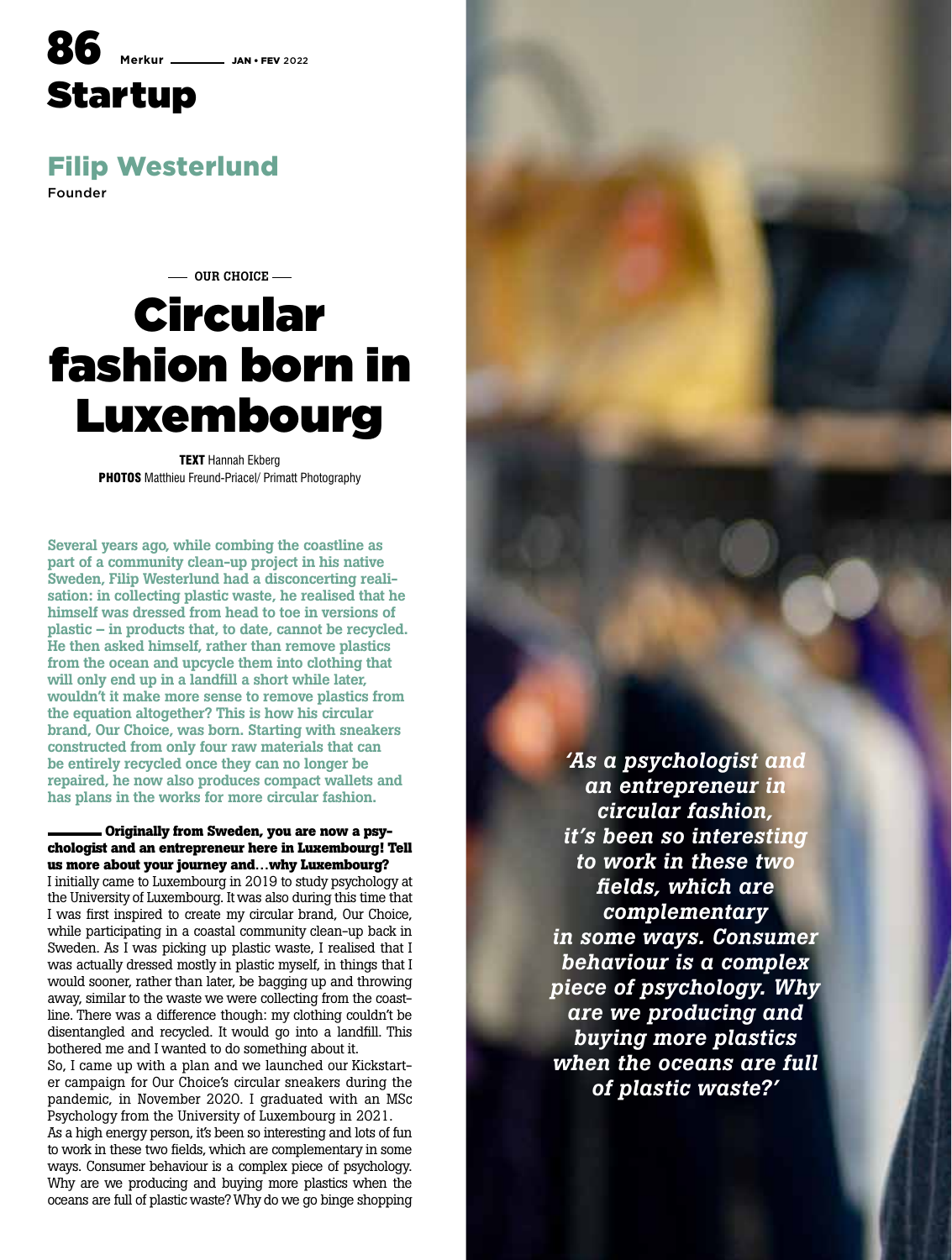# Startup

## Filip Westerlund

Founder

— OUR CHOICE —

# Circular fashion born in Luxembourg

**TEXT** Hannah Ekberg
**PHOTOS** Matthieu Freund-Priacel/ Primatt Photography

**Several years ago, while combing the coastline as part of a community clean-up project in his native Sweden, Filip Westerlund had a disconcerting realisation: in collecting plastic waste, he realised that he himself was dressed from head to toe in versions of plastic – in products that, to date, cannot be recycled. He then asked himself, rather than remove plastics from the ocean and upcycle them into clothing that will only end up in a landfill a short while later, wouldn't it make more sense to remove plastics from the equation altogether? This is how his circular brand, Our Choice, was born. Starting with sneakers constructed from only four raw materials that can be entirely recycled once they can no longer be repaired, he now also produces compact wallets and has plans in the works for more circular fashion.**

**Originally from Sweden, you are now a psychologist and an entrepreneur here in Luxembourg! Tell us more about your journey and…why Luxembourg?**

I initially came to Luxembourg in 2019 to study psychology at the University of Luxembourg. It was also during this time that I was first inspired to create my circular brand, Our Choice, while participating in a coastal community clean-up back in Sweden. As I was picking up plastic waste, I realised that I was actually dressed mostly in plastic myself, in things that I would sooner, rather than later, be bagging up and throwing away, similar to the waste we were collecting from the coastline. There was a difference though: my clothing couldn't be disentangled and recycled. It would go into a landfill. This bothered me and I wanted to do something about it.

So, I came up with a plan and we launched our Kickstarter campaign for Our Choice's circular sneakers during the pandemic, in November 2020. I graduated with an MSc Psychology from the University of Luxembourg in 2021.

As a high energy person, it's been so interesting and lots of fun to work in these two fields, which are complementary in some ways. Consumer behaviour is a complex piece of psychology. Why are we producing and buying more plastics when the oceans are full of plastic waste? Why do we go binge shopping

*'As a psychologist and an entrepreneur in circular fashion, it's been so interesting to work in these two fields, which are complementary in some ways. Consumer behaviour is a complex piece of psychology. Why are we producing and buying more plastics when the oceans are full of plastic waste?'*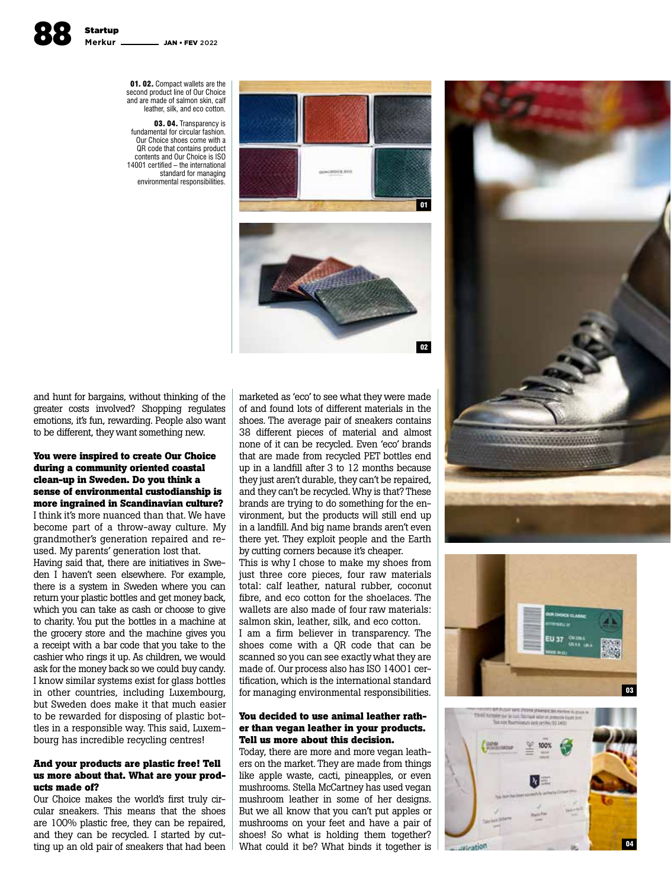**01. 02.** Compact wallets are the second product line of Our Choice and are made of salmon skin, calf leather, silk, and eco cotton.

**03. 04.** Transparency is fundamental for circular fashion. Our Choice shoes come with a QR code that contains product contents and Our Choice is ISO 14001 certified – the international standard for managing environmental responsibilities.

and hunt for bargains, without thinking of the greater costs involved? Shopping regulates emotions, it's fun, rewarding. People also want to be different, they want something new.

**You were inspired to create Our Choice during a community oriented coastal clean-up in Sweden. Do you think a sense of environmental custodianship is more ingrained in Scandinavian culture?**

I think it's more nuanced than that. We have become part of a throw-away culture. My grandmother's generation repaired and reused. My parents' generation lost that.

Having said that, there are initiatives in Sweden I haven't seen elsewhere. For example, there is a system in Sweden where you can return your plastic bottles and get money back, which you can take as cash or choose to give to charity. You put the bottles in a machine at the grocery store and the machine gives you a receipt with a bar code that you take to the cashier who rings it up. As children, we would ask for the money back so we could buy candy. I know similar systems exist for glass bottles in other countries, including Luxembourg, but Sweden does make it that much easier to be rewarded for disposing of plastic bottles in a responsible way. This said, Luxembourg has incredible recycling centres!

**And your products are plastic free! Tell us more about that. What are your products made of?**

Our Choice makes the world's first truly circular sneakers. This means that the shoes are 100% plastic free, they can be repaired, and they can be recycled. I started by cutting up an old pair of sneakers that had been marketed as 'eco' to see what they were made of and found lots of different materials in the shoes. The average pair of sneakers contains 38 different pieces of material and almost none of it can be recycled. Even 'eco' brands that are made from recycled PET bottles end up in a landfill after 3 to 12 months because they just aren't durable, they can't be repaired, and they can't be recycled. Why is that? These brands are trying to do something for the environment, but the products will still end up in a landfill. And big name brands aren't even there yet. They exploit people and the Earth by cutting corners because it's cheaper.

This is why I chose to make my shoes from just three core pieces, four raw materials total: calf leather, natural rubber, coconut fibre, and eco cotton for the shoelaces. The wallets are also made of four raw materials: salmon skin, leather, silk, and eco cotton.

I am a firm believer in transparency. The shoes come with a QR code that can be scanned so you can see exactly what they are made of. Our process also has ISO 14001 certification, which is the international standard for managing environmental responsibilities.

**You decided to use animal leather rather than vegan leather in your products. Tell us more about this decision.**

Today, there are more and more vegan leathers on the market. They are made from things like apple waste, cacti, pineapples, or even mushrooms. Stella McCartney has used vegan mushroom leather in some of her designs. But we all know that you can't put apples or mushrooms on your feet and have a pair of shoes! So what is holding them together? What could it be? What binds it together is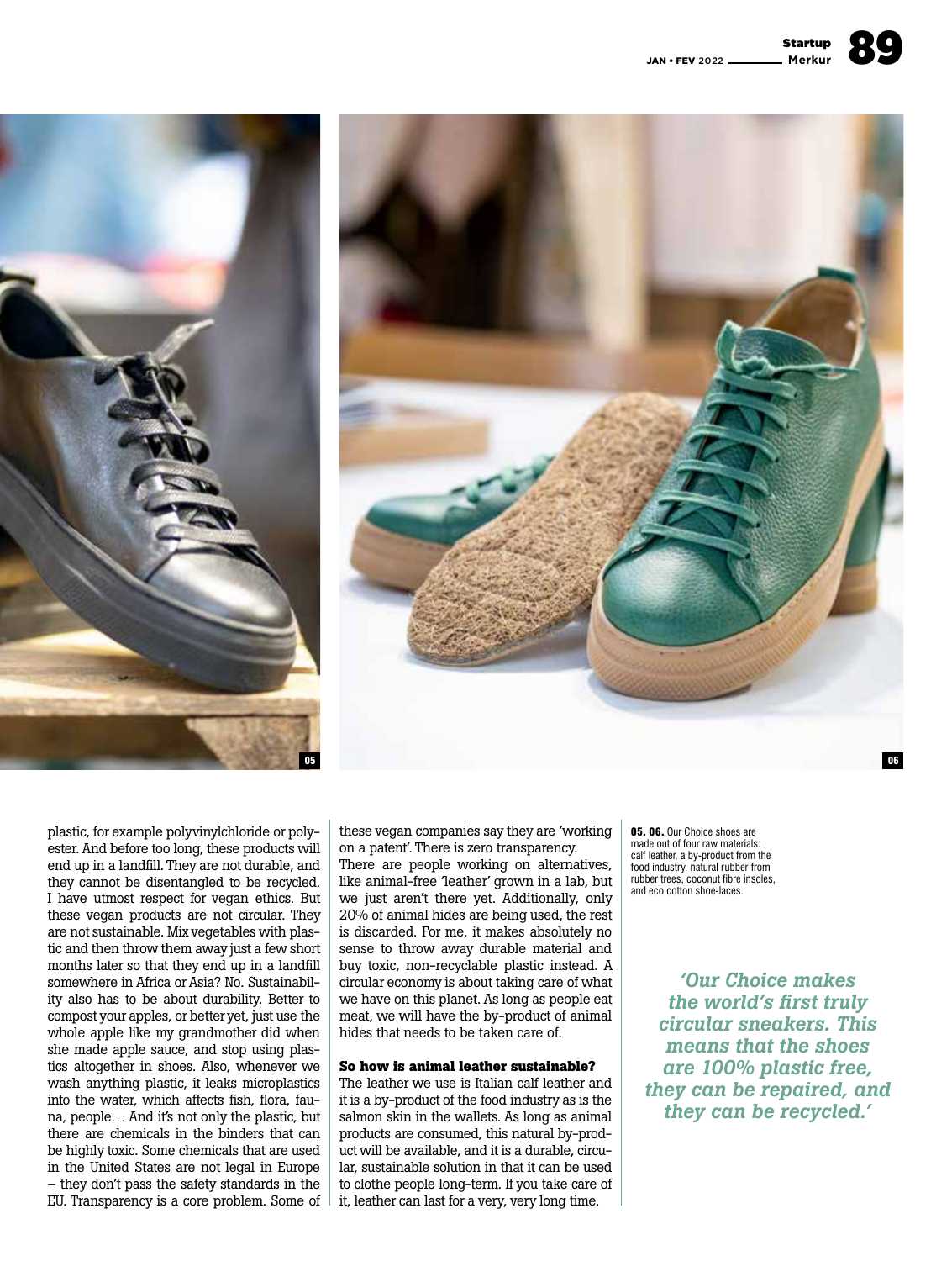plastic, for example polyvinylchloride or polyester. And before too long, these products will end up in a landfill. They are not durable, and they cannot be disentangled to be recycled. I have utmost respect for vegan ethics. But these vegan products are not circular. They are not sustainable. Mix vegetables with plastic and then throw them away just a few short months later so that they end up in a landfill somewhere in Africa or Asia? No. Sustainability also has to be about durability. Better to compost your apples, or better yet, just use the whole apple like my grandmother did when she made apple sauce, and stop using plastics altogether in shoes. Also, whenever we wash anything plastic, it leaks microplastics into the water, which affects fish, flora, fauna, people… And it's not only the plastic, but there are chemicals in the binders that can be highly toxic. Some chemicals that are used in the United States are not legal in Europe – they don't pass the safety standards in the EU. Transparency is a core problem. Some of these vegan companies say they are 'working on a patent'. There is zero transparency.

There are people working on alternatives, like animal-free 'leather' grown in a lab, but we just aren't there yet. Additionally, only 20% of animal hides are being used, the rest is discarded. For me, it makes absolutely no sense to throw away durable material and buy toxic, non-recyclable plastic instead. A circular economy is about taking care of what we have on this planet. As long as people eat meat, we will have the by-product of animal hides that needs to be taken care of.

### So how is animal leather sustainable?

The leather we use is Italian calf leather and it is a by-product of the food industry as is the salmon skin in the wallets. As long as animal products are consumed, this natural by-product will be available, and it is a durable, circular, sustainable solution in that it can be used to clothe people long-term. If you take care of it, leather can last for a very, very long time.

**05. 06.** Our Choice shoes are made out of four raw materials: calf leather, a by-product from the food industry, natural rubber from rubber trees, coconut fibre insoles, and eco cotton shoe-laces.

> *'Our Choice makes the world's first truly circular sneakers. This means that the shoes are 100% plastic free, they can be repaired, and they can be recycled.'*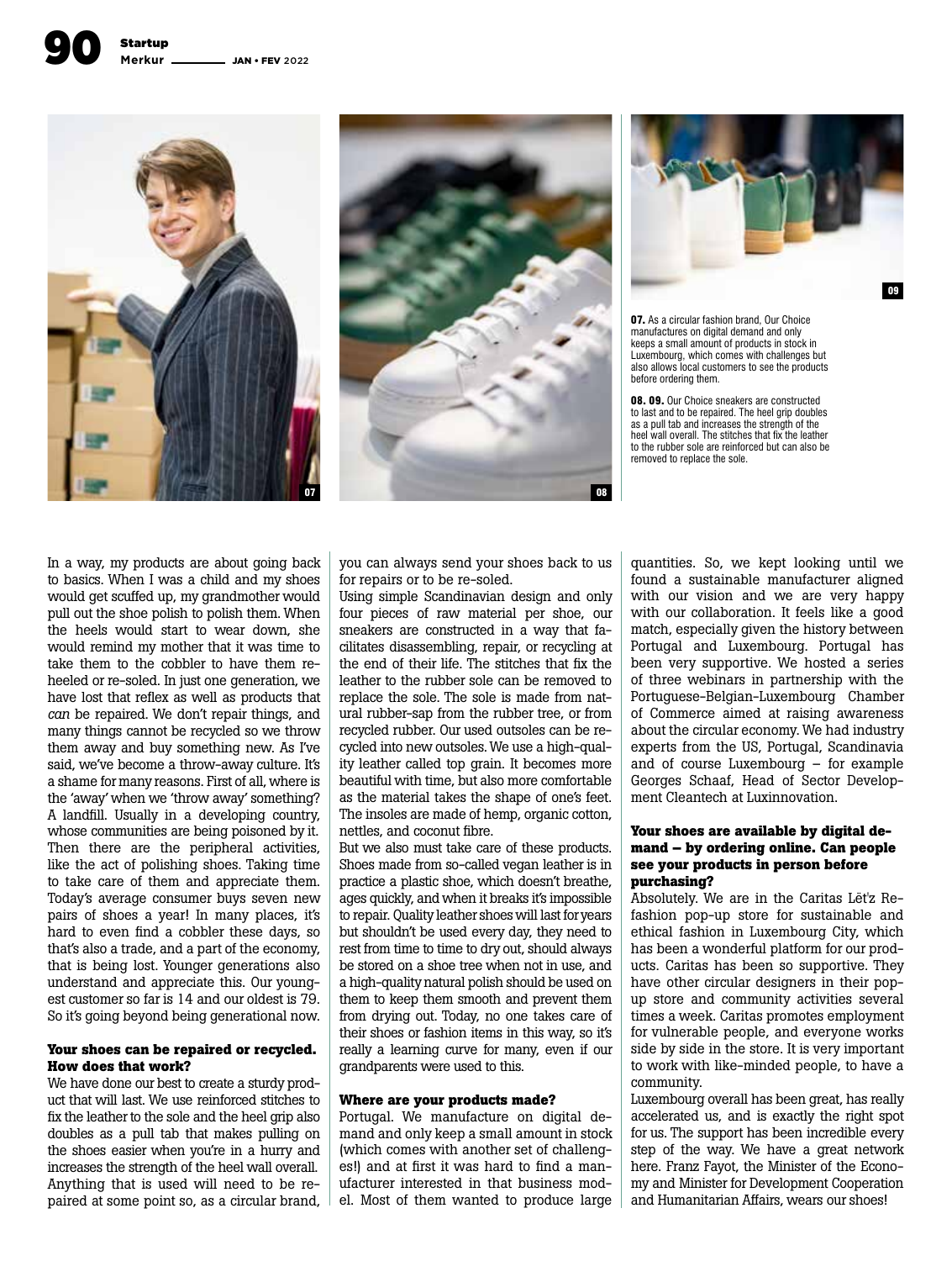**07.** As a circular fashion brand, Our Choice manufactures on digital demand and only keeps a small amount of products in stock in Luxembourg, which comes with challenges but also allows local customers to see the products before ordering them.

**08. 09.** Our Choice sneakers are constructed to last and to be repaired. The heel grip doubles as a pull tab and increases the strength of the heel wall overall. The stitches that fix the leather to the rubber sole are reinforced but can also be removed to replace the sole.

In a way, my products are about going back to basics. When I was a child and my shoes would get scuffed up, my grandmother would pull out the shoe polish to polish them. When the heels would start to wear down, she would remind my mother that it was time to take them to the cobbler to have them re-heeled or re-soled. In just one generation, we have lost that reflex as well as products that *can* be repaired. We don't repair things, and many things cannot be recycled so we throw them away and buy something new. As I've said, we've become a throw-away culture. It's a shame for many reasons. First of all, where is the 'away' when we 'throw away' something? A landfill. Usually in a developing country, whose communities are being poisoned by it. Then there are the peripheral activities, like the act of polishing shoes. Taking time to take care of them and appreciate them. Today's average consumer buys seven new pairs of shoes a year! In many places, it's hard to even find a cobbler these days, so that's also a trade, and a part of the economy, that is being lost. Younger generations also understand and appreciate this. Our youngest customer so far is 14 and our oldest is 79. So it's going beyond being generational now.

**Your shoes can be repaired or recycled. How does that work?**

We have done our best to create a sturdy product that will last. We use reinforced stitches to fix the leather to the sole and the heel grip also doubles as a pull tab that makes pulling on the shoes easier when you're in a hurry and increases the strength of the heel wall overall. Anything that is used will need to be repaired at some point so, as a circular brand, you can always send your shoes back to us for repairs or to be re-soled.

Using simple Scandinavian design and only four pieces of raw material per shoe, our sneakers are constructed in a way that facilitates disassembling, repair, or recycling at the end of their life. The stitches that fix the leather to the rubber sole can be removed to replace the sole. The sole is made from natural rubber-sap from the rubber tree, or from recycled rubber. Our used outsoles can be recycled into new outsoles. We use a high-quality leather called top grain. It becomes more beautiful with time, but also more comfortable as the material takes the shape of one's feet. The insoles are made of hemp, organic cotton, nettles, and coconut fibre.

But we also must take care of these products. Shoes made from so-called vegan leather is in practice a plastic shoe, which doesn't breathe, ages quickly, and when it breaks it's impossible to repair. Quality leather shoes will last for years but shouldn't be used every day, they need to rest from time to time to dry out, should always be stored on a shoe tree when not in use, and a high-quality natural polish should be used on them to keep them smooth and prevent them from drying out. Today, no one takes care of their shoes or fashion items in this way, so it's really a learning curve for many, even if our grandparents were used to this.

**Where are your products made?**

Portugal. We manufacture on digital demand and only keep a small amount in stock (which comes with another set of challenges!) and at first it was hard to find a manufacturer interested in that business model. Most of them wanted to produce large quantities. So, we kept looking until we found a sustainable manufacturer aligned with our vision and we are very happy with our collaboration. It feels like a good match, especially given the history between Portugal and Luxembourg. Portugal has been very supportive. We hosted a series of three webinars in partnership with the Portuguese-Belgian-Luxembourg Chamber of Commerce aimed at raising awareness about the circular economy. We had industry experts from the US, Portugal, Scandinavia and of course Luxembourg – for example Georges Schaaf, Head of Sector Development Cleantech at Luxinnovation.

**Your shoes are available by digital demand – by ordering online. Can people see your products in person before purchasing?**

Absolutely. We are in the Caritas Lët'z Refashion pop-up store for sustainable and ethical fashion in Luxembourg City, which has been a wonderful platform for our products. Caritas has been so supportive. They have other circular designers in their pop-up store and community activities several times a week. Caritas promotes employment for vulnerable people, and everyone works side by side in the store. It is very important to work with like-minded people, to have a community.

Luxembourg overall has been great, has really accelerated us, and is exactly the right spot for us. The support has been incredible every step of the way. We have a great network here. Franz Fayot, the Minister of the Economy and Minister for Development Cooperation and Humanitarian Affairs, wears our shoes!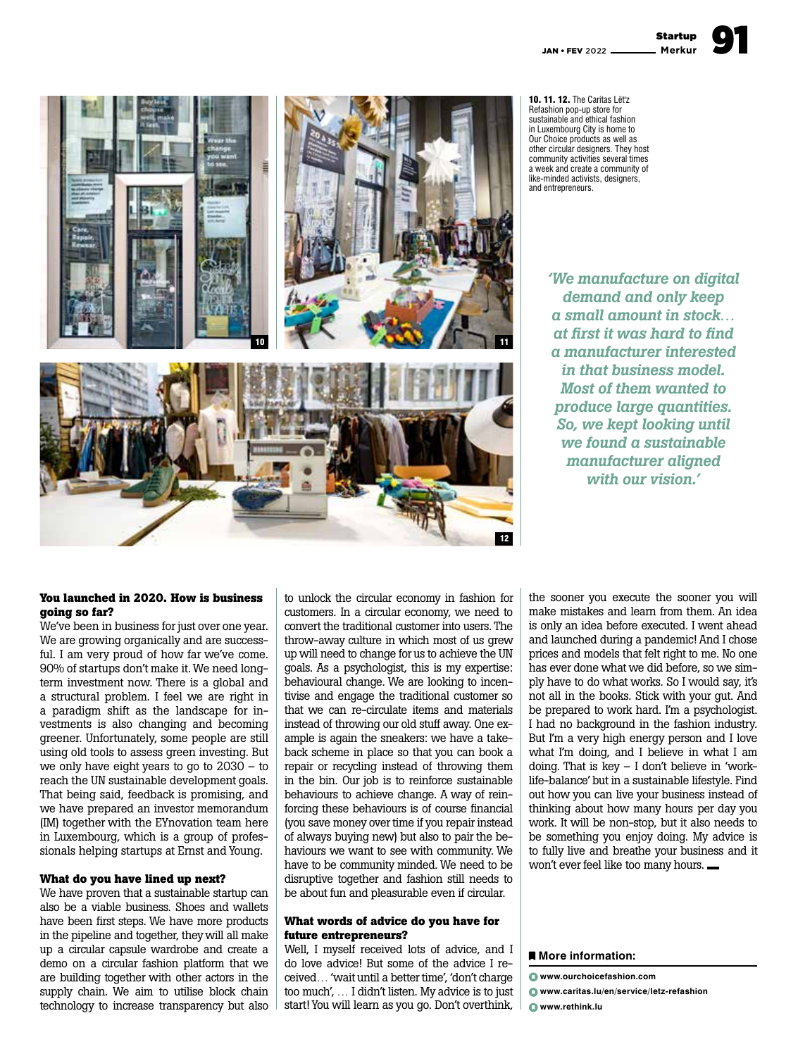**10. 11. 12.** The Caritas Lët'z Refashion pop-up store for sustainable and ethical fashion in Luxembourg City is home to Our Choice products as well as other circular designers. They host community activities several times a week and create a community of like-minded activists, designers, and entrepreneurs.

*'We manufacture on digital demand and only keep a small amount in stock… at first it was hard to find a manufacturer interested in that business model. Most of them wanted to produce large quantities. So, we kept looking until we found a sustainable manufacturer aligned with our vision.'*

**You launched in 2020. How is business going so far?**

We've been in business for just over one year. We are growing organically and are successful. I am very proud of how far we've come. 90% of startups don't make it. We need long-term investment now. There is a global and a structural problem. I feel we are right in a paradigm shift as the landscape for investments is also changing and becoming greener. Unfortunately, some people are still using old tools to assess green investing. But we only have eight years to go to 2030 – to reach the UN sustainable development goals. That being said, feedback is promising, and we have prepared an investor memorandum (IM) together with the EYnovation team here in Luxembourg, which is a group of professionals helping startups at Ernst and Young.

**What do you have lined up next?**

We have proven that a sustainable startup can also be a viable business. Shoes and wallets have been first steps. We have more products in the pipeline and together, they will all make up a circular capsule wardrobe and create a demo on a circular fashion platform that we are building together with other actors in the supply chain. We aim to utilise block chain technology to increase transparency but also to unlock the circular economy in fashion for customers. In a circular economy, we need to convert the traditional customer into users. The throw-away culture in which most of us grew up will need to change for us to achieve the UN goals. As a psychologist, this is my expertise: behavioural change. We are looking to incentivise and engage the traditional customer so that we can re-circulate items and materials instead of throwing our old stuff away. One example is again the sneakers: we have a take-back scheme in place so that you can book a repair or recycling instead of throwing them in the bin. Our job is to reinforce sustainable behaviours to achieve change. A way of reinforcing these behaviours is of course financial (you save money over time if you repair instead of always buying new) but also to pair the behaviours we want to see with community. We have to be community minded. We need to be disruptive together and fashion still needs to be about fun and pleasurable even if circular.

**What words of advice do you have for future entrepreneurs?**

Well, I myself received lots of advice, and I do love advice! But some of the advice I received… 'wait until a better time', 'don't charge too much', … I didn't listen. My advice is to just start! You will learn as you go. Don't overthink, the sooner you execute the sooner you will make mistakes and learn from them. An idea is only an idea before executed. I went ahead and launched during a pandemic! And I chose prices and models that felt right to me. No one has ever done what we did before, so we simply have to do what works. So I would say, it's not all in the books. Stick with your gut. And be prepared to work hard. I'm a psychologist. I had no background in the fashion industry. But I'm a very high energy person and I love what I'm doing, and I believe in what I am doing. That is key – I don't believe in 'work-life-balance' but in a sustainable lifestyle. Find out how you can live your business instead of thinking about how many hours per day you work. It will be non-stop, but it also needs to be something you enjoy doing. My advice is to fully live and breathe your business and it won't ever feel like too many hours.

**More information:**

- www.ourchoicefashion.com
- www.caritas.lu/en/service/letz-refashion
- www.rethink.lu